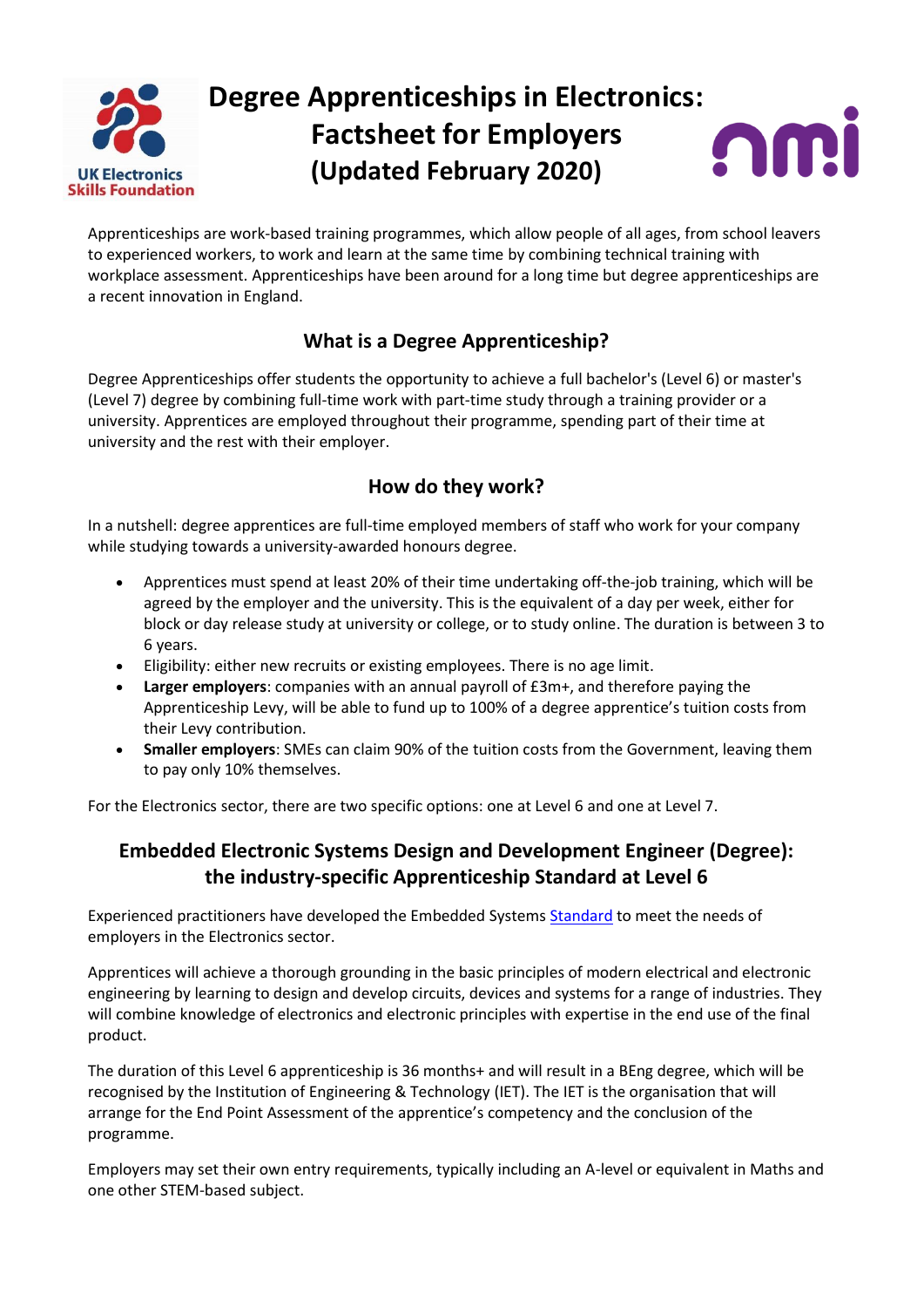# Degree Apprenticeships in Electronics: Factsheet for Employers (Updated February 2020)

Apprenticeships are work-based training programmes, which allow people of all ages, from school leavers to experienced workers, to work and learn at the same time by combining technical training with workplace assessment. Apprenticeships have been around for a long time but degree apprenticeships are a recent innovation in England.

## What is a Degree Apprenticeship?

Degree Apprenticeships offer students the opportunity to achieve a full bachelor's (Level 6) or master's (Level 7) degree by combining full-time work with part-time study through a training provider or a university. Apprentices are employed throughout their programme, spending part of their time at university and the rest with their employer.

## How do they work?

In a nutshell: degree apprentices are full-time employed members of staff who work for your company while studying towards a university-awarded honours degree.

- Apprentices must spend at least 20% of their time undertaking off-the-job training, which will be agreed by the employer and the university. This is the equivalent of a day per week, either for block or day release study at university or college, or to study online. The duration is between 3 to 6 years.
- Eligibility: either new recruits or existing employees. There is no age limit.
- **Larger employers**: companies with an annual payroll of £3m+, and therefore paying the Apprenticeship Levy, will be able to fund up to 100% of a degree apprentice's tuition costs from their Levy contribution.
- **Smaller employers**: SMEs can claim 90% of the tuition costs from the Government, leaving them to pay only 10% themselves.

For the Electronics sector, there are two specific options: one at Level 6 and one at Level 7.

## Embedded Electronic Systems Design and Development Engineer (Degree): the industry-specific Apprenticeship Standard at Level 6

Experienced practitioners have developed the Embedded Systems Standard to meet the needs of employers in the Electronics sector.

Apprentices will achieve a thorough grounding in the basic principles of modern electrical and electronic engineering by learning to design and develop circuits, devices and systems for a range of industries. They will combine knowledge of electronics and electronic principles with expertise in the end use of the final product.

The duration of this Level 6 apprenticeship is 36 months+ and will result in a BEng degree, which will be recognised by the Institution of Engineering & Technology (IET). The IET is the organisation that will arrange for the End Point Assessment of the apprentice's competency and the conclusion of the programme.

Employers may set their own entry requirements, typically including an A-level or equivalent in Maths and one other STEM-based subject.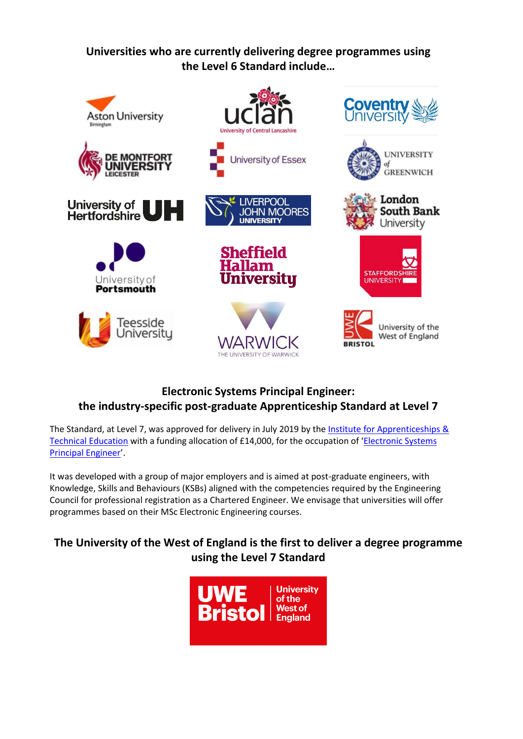## Universities who are currently delivering degree programmes using the Level 6 Standard include…

Aston University Birmingham

UCLan University of Central Lancashire

Coventry University

De Montfort University Leicester

University of Essex

University of Greenwich

University of Hertfordshire UH

Liverpool John Moores University

London South Bank University

University of Portsmouth

Sheffield Hallam University

Staffordshire University

Teesside University

Warwick The University of Warwick

UWE Bristol University of the West of England

## Electronic Systems Principal Engineer: the industry-specific post-graduate Apprenticeship Standard at Level 7

The Standard, at Level 7, was approved for delivery in July 2019 by the Institute for Apprenticeships & Technical Education with a funding allocation of £14,000, for the occupation of 'Electronic Systems Principal Engineer'.

It was developed with a group of major employers and is aimed at post-graduate engineers, with Knowledge, Skills and Behaviours (KSBs) aligned with the competencies required by the Engineering Council for professional registration as a Chartered Engineer. We envisage that universities will offer programmes based on their MSc Electronic Engineering courses.

## The University of the West of England is the first to deliver a degree programme using the Level 7 Standard

UWE Bristol University of the West of England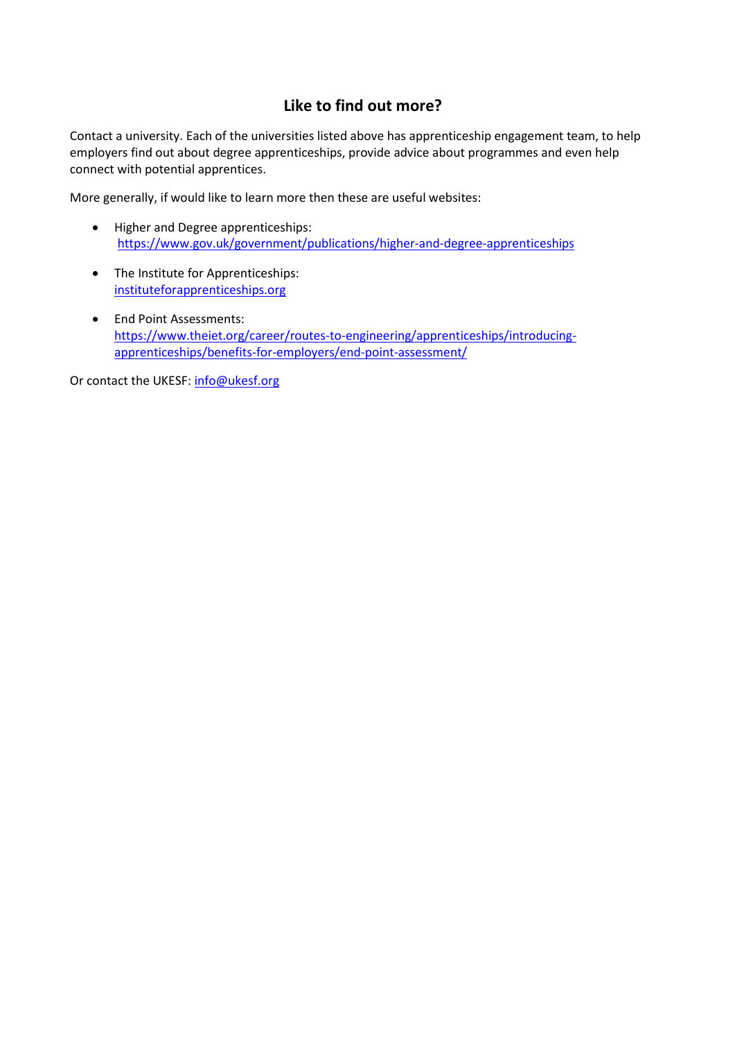## Like to find out more?

Contact a university. Each of the universities listed above has apprenticeship engagement team, to help employers find out about degree apprenticeships, provide advice about programmes and even help connect with potential apprentices.

More generally, if would like to learn more then these are useful websites:

- Higher and Degree apprenticeships: https://www.gov.uk/government/publications/higher-and-degree-apprenticeships
- The Institute for Apprenticeships: instituteforapprenticeships.org
- End Point Assessments: https://www.theiet.org/career/routes-to-engineering/apprenticeships/introducing-apprenticeships/benefits-for-employers/end-point-assessment/

Or contact the UKESF: info@ukesf.org